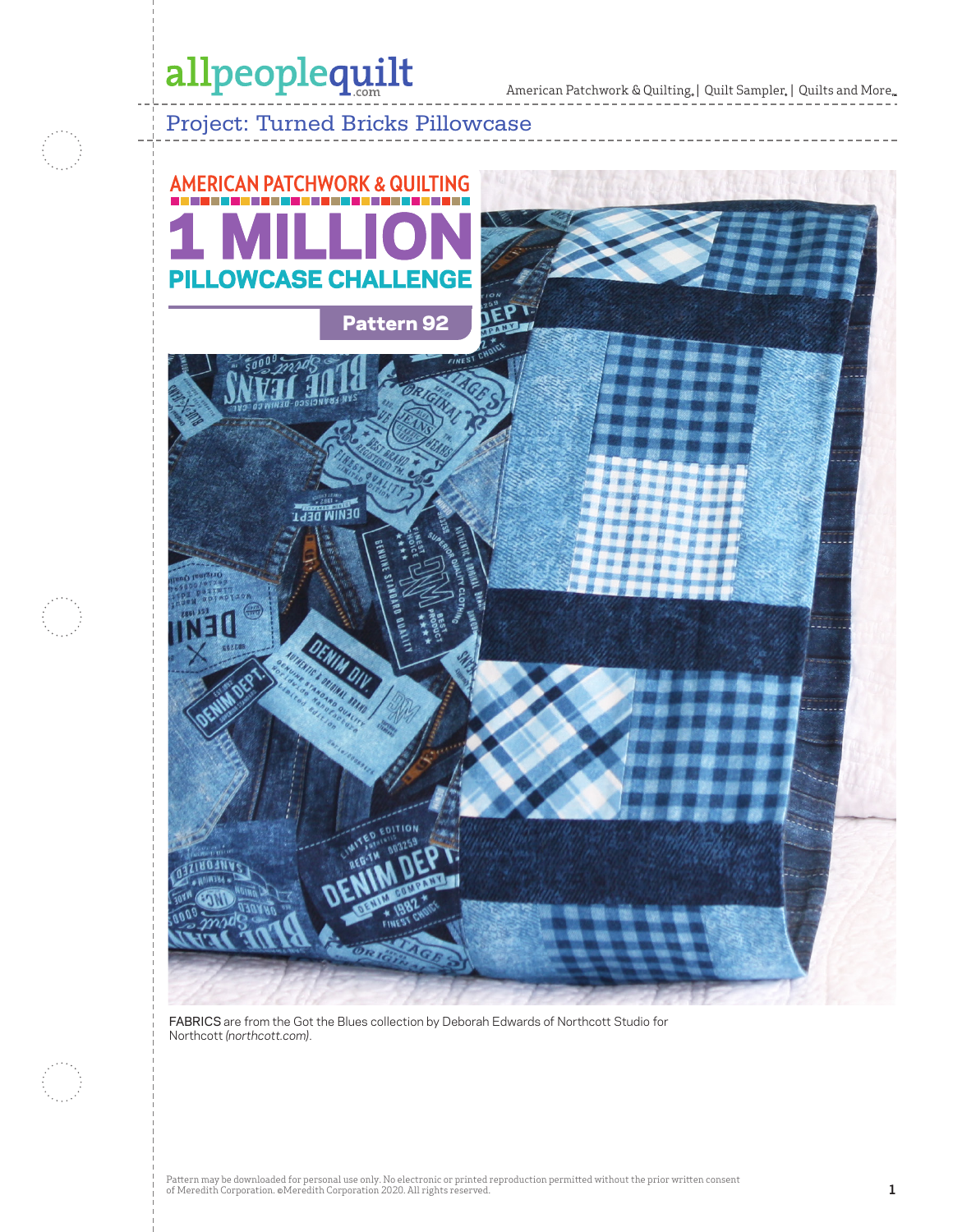# Project: Turned Bricks Pillowcase

AMERICAN PATCHWORK & QUILTING

1 MILLION PILLOWCASE CHALLENGE

Pattern 92

FABRICS are from the Got the Blues collection by Deborah Edwards of Northcott Studio for Northcott *(northcott.com)*.

Pattern may be downloaded for personal use only. No electronic or printed reproduction permitted without the prior written consent of Meredith Corporation. ©Meredith Corporation 2020. All rights reserved.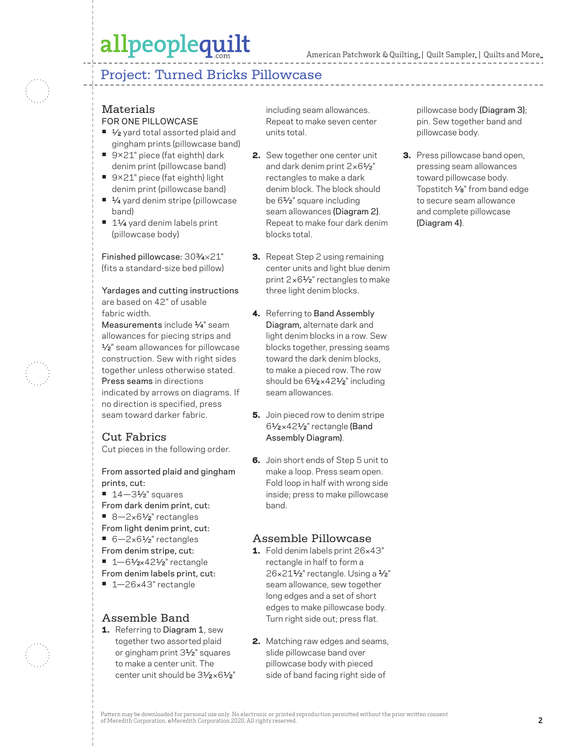# Project: Turned Bricks Pillowcase

## Materials

FOR ONE PILLOWCASE

- ½ yard total assorted plaid and gingham prints (pillowcase band)
- 9×21" piece (fat eighth) dark denim print (pillowcase band)
- 9×21" piece (fat eighth) light denim print (pillowcase band)
- ¼ yard denim stripe (pillowcase band)
- 1¼ yard denim labels print (pillowcase body)

Finished pillowcase: 30¾×21" (fits a standard-size bed pillow)

Yardages and cutting instructions are based on 42" of usable fabric width.

Measurements include ¼" seam allowances for piecing strips and ½" seam allowances for pillowcase construction. Sew with right sides together unless otherwise stated.

Press seams in directions indicated by arrows on diagrams. If no direction is specified, press seam toward darker fabric.

## Cut Fabrics

Cut pieces in the following order.

From assorted plaid and gingham prints, cut:

- 14—3½" squares

From dark denim print, cut:

- 8—2×6½" rectangles

From light denim print, cut:

- 6—2×6½" rectangles

From denim stripe, cut:

- 1—6½×42½" rectangle

From denim labels print, cut:

- 1—26×43" rectangle

## Assemble Band

1. Referring to **Diagram 1**, sew together two assorted plaid or gingham print 3½" squares to make a center unit. The center unit should be 3½×6½" including seam allowances. Repeat to make seven center units total.
2. Sew together one center unit and dark denim print 2×6½" rectangles to make a dark denim block. The block should be 6½" square including seam allowances **(Diagram 2)**. Repeat to make four dark denim blocks total.
3. Repeat Step 2 using remaining center units and light blue denim print 2×6½" rectangles to make three light denim blocks.
4. Referring to **Band Assembly Diagram**, alternate dark and light denim blocks in a row. Sew blocks together, pressing seams toward the dark denim blocks, to make a pieced row. The row should be 6½×42½" including seam allowances.
5. Join pieced row to denim stripe 6½×42½" rectangle **(Band Assembly Diagram)**.
6. Join short ends of Step 5 unit to make a loop. Press seam open. Fold loop in half with wrong side inside; press to make pillowcase band.

## Assemble Pillowcase

1. Fold denim labels print 26×43" rectangle in half to form a 26×21½" rectangle. Using a ½" seam allowance, sew together long edges and a set of short edges to make pillowcase body. Turn right side out; press flat.
2. Matching raw edges and seams, slide pillowcase band over pillowcase body with pieced side of band facing right side of pillowcase body **(Diagram 3)**; pin. Sew together band and pillowcase body.
3. Press pillowcase band open, pressing seam allowances toward pillowcase body. Topstitch ⅛" from band edge to secure seam allowance and complete pillowcase **(Diagram 4)**.

Pattern may be downloaded for personal use only. No electronic or printed reproduction permitted without the prior written consent of Meredith Corporation. ©Meredith Corporation 2020. All rights reserved.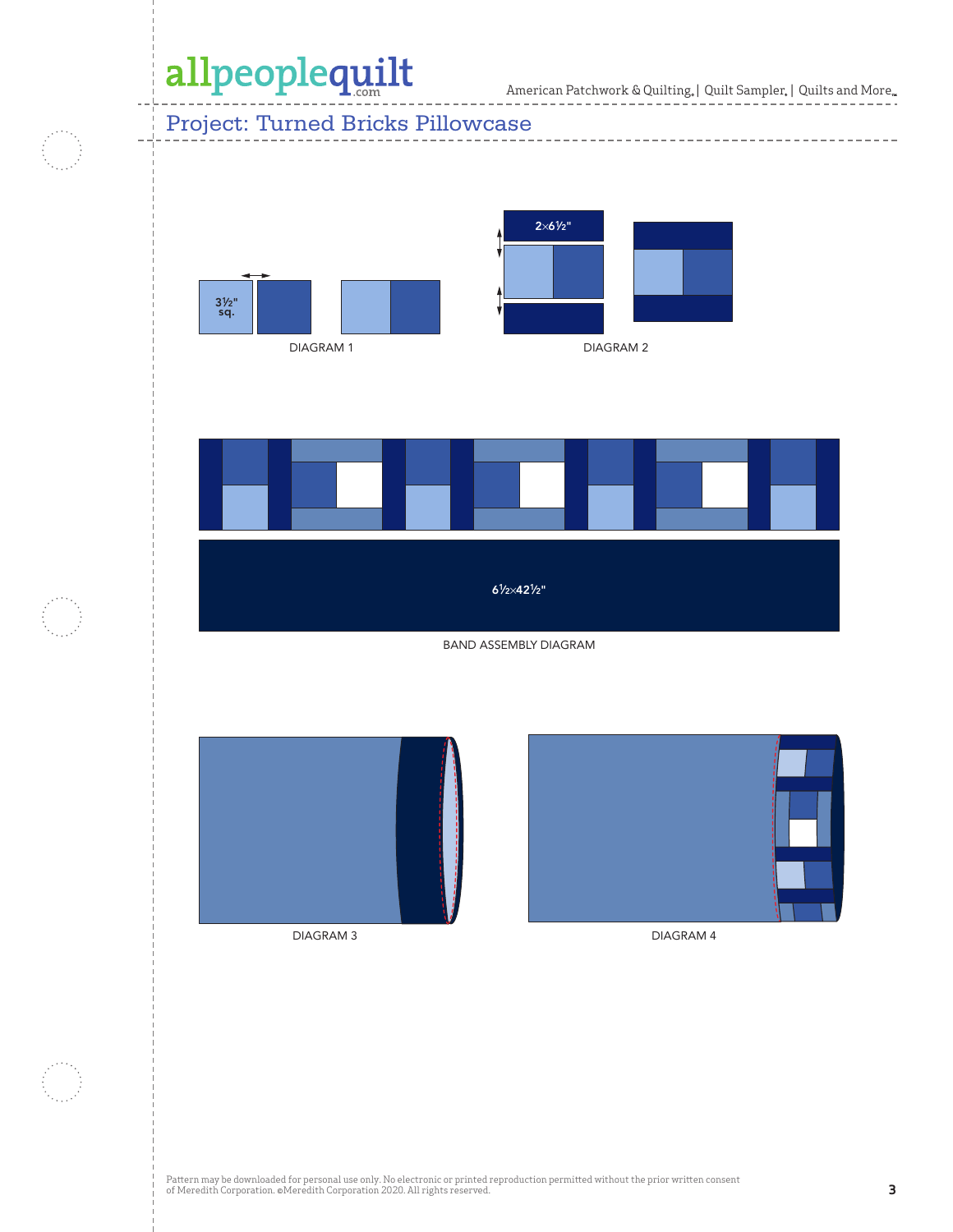## Project: Turned Bricks Pillowcase

3½" sq.

DIAGRAM 1

2×6½"

DIAGRAM 2

6½×42½"

BAND ASSEMBLY DIAGRAM

DIAGRAM 3

DIAGRAM 4

Pattern may be downloaded for personal use only. No electronic or printed reproduction permitted without the prior written consent of Meredith Corporation. ©Meredith Corporation 2020. All rights reserved.